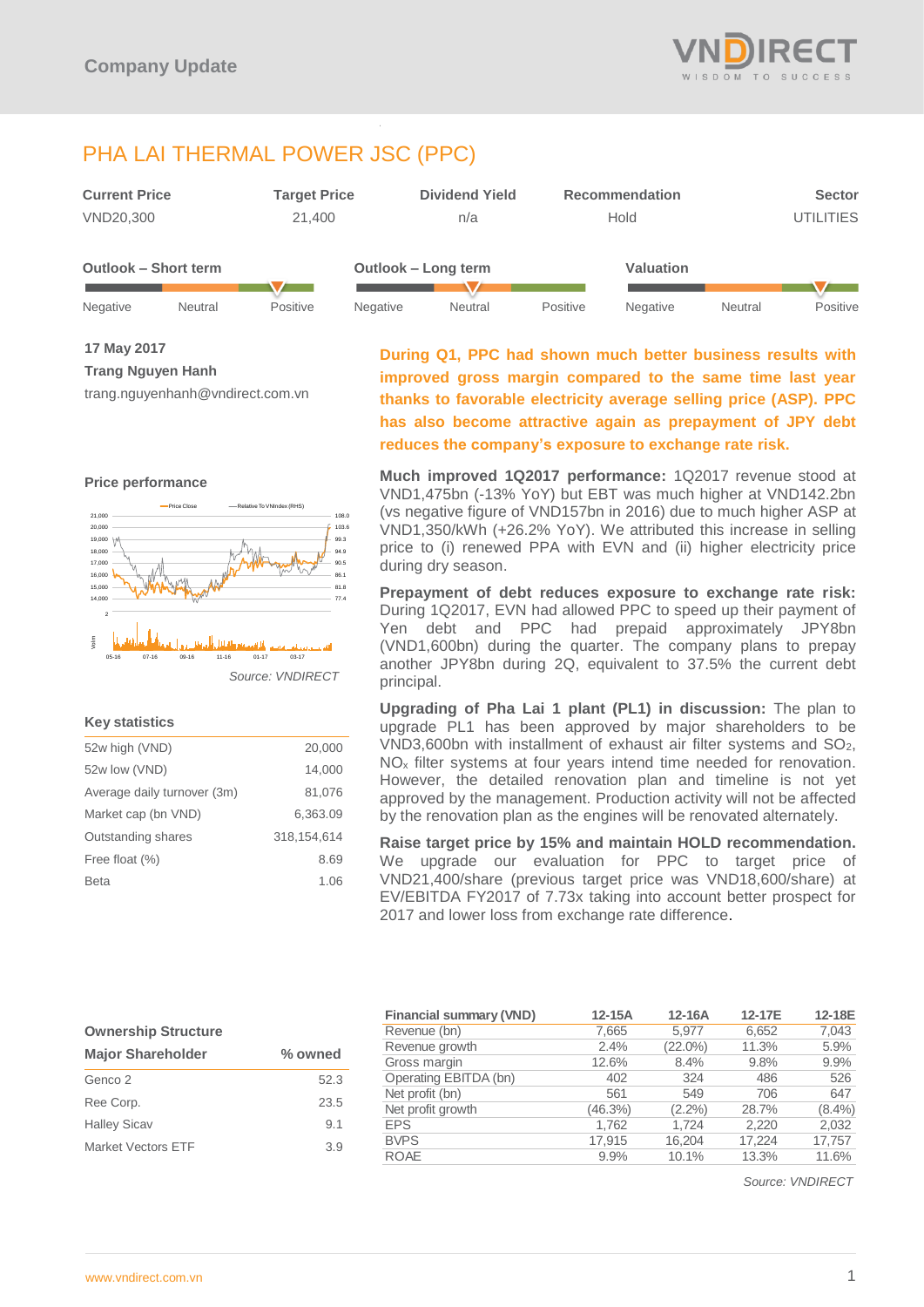Company Update

# PHA LAI THERMAL POWER JSC (PPC)

| Current Price | Target Price | Dividend Yield | Recommendation | Sector |
|---|---|---|---|---|
| VND20,300 | 21,400 | n/a | Hold | UTILITIES |

| Outlook – Short term | Outlook – Long term | Valuation |
|---|---|---|
| Positive | Neutral | Positive |

**17 May 2017**

**Trang Nguyen Hanh**

trang.nguyenhanh@vndirect.com.vn

**During Q1, PPC had shown much better business results with improved gross margin compared to the same time last year thanks to favorable electricity average selling price (ASP). PPC has also become attractive again as prepayment of JPY debt reduces the company's exposure to exchange rate risk.**

**Much improved 1Q2017 performance:** 1Q2017 revenue stood at VND1,475bn (-13% YoY) but EBT was much higher at VND142.2bn (vs negative figure of VND157bn in 2016) due to much higher ASP at VND1,350/kWh (+26.2% YoY). We attributed this increase in selling price to (i) renewed PPA with EVN and (ii) higher electricity price during dry season.

**Prepayment of debt reduces exposure to exchange rate risk:** During 1Q2017, EVN had allowed PPC to speed up their payment of Yen debt and PPC had prepaid approximately JPY8bn (VND1,600bn) during the quarter. The company plans to prepay another JPY8bn during 2Q, equivalent to 37.5% the current debt principal.

**Upgrading of Pha Lai 1 plant (PL1) in discussion:** The plan to upgrade PL1 has been approved by major shareholders to be VND3,600bn with installment of exhaust air filter systems and $SO_2$, $NO_x$ filter systems at four years intend time needed for renovation. However, the detailed renovation plan and timeline is not yet approved by the management. Production activity will not be affected by the renovation plan as the engines will be renovated alternately.

**Raise target price by 15% and maintain HOLD recommendation.** We upgrade our evaluation for PPC to target price of VND21,400/share (previous target price was VND18,600/share) at EV/EBITDA FY2017 of 7.73x taking into account better prospect for 2017 and lower loss from exchange rate difference.

### Price performance

Source: VNDIRECT

### Key statistics

| | |
|---|---|
| 52w high (VND) | 20,000 |
| 52w low (VND) | 14,000 |
| Average daily turnover (3m) | 81,076 |
| Market cap (bn VND) | 6,363.09 |
| Outstanding shares | 318,154,614 |
| Free float (%) | 8.69 |
| Beta | 1.06 |

### Ownership Structure

| Major Shareholder | % owned |
|---|---|
| Genco 2 | 52.3 |
| Ree Corp. | 23.5 |
| Halley Sicav | 9.1 |
| Market Vectors ETF | 3.9 |

| Financial summary (VND) | 12-15A | 12-16A | 12-17E | 12-18E |
|---|---|---|---|---|
| Revenue (bn) | 7,665 | 5,977 | 6,652 | 7,043 |
| Revenue growth | 2.4% | (22.0%) | 11.3% | 5.9% |
| Gross margin | 12.6% | 8.4% | 9.8% | 9.9% |
| Operating EBITDA (bn) | 402 | 324 | 486 | 526 |
| Net profit (bn) | 561 | 549 | 706 | 647 |
| Net profit growth | (46.3%) | (2.2%) | 28.7% | (8.4%) |
| EPS | 1,762 | 1,724 | 2,220 | 2,032 |
| BVPS | 17,915 | 16,204 | 17,224 | 17,757 |
| ROAE | 9.9% | 10.1% | 13.3% | 11.6% |

Source: VNDIRECT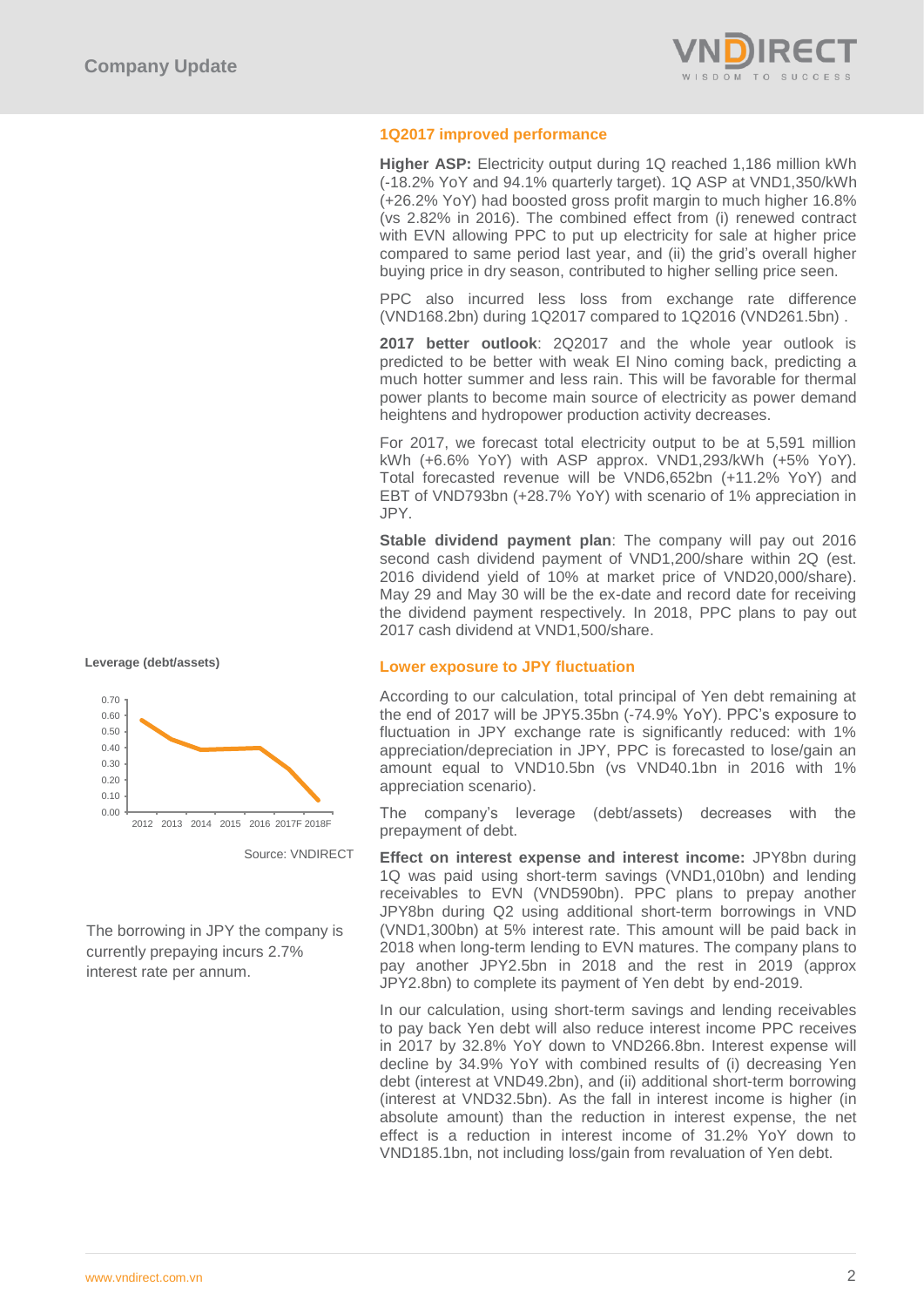## 1Q2017 improved performance

**Higher ASP:** Electricity output during 1Q reached 1,186 million kWh (-18.2% YoY and 94.1% quarterly target). 1Q ASP at VND1,350/kWh (+26.2% YoY) had boosted gross profit margin to much higher 16.8% (vs 2.82% in 2016). The combined effect from (i) renewed contract with EVN allowing PPC to put up electricity for sale at higher price compared to same period last year, and (ii) the grid's overall higher buying price in dry season, contributed to higher selling price seen.

PPC also incurred less loss from exchange rate difference (VND168.2bn) during 1Q2017 compared to 1Q2016 (VND261.5bn) .

**2017 better outlook**: 2Q2017 and the whole year outlook is predicted to be better with weak El Nino coming back, predicting a much hotter summer and less rain. This will be favorable for thermal power plants to become main source of electricity as power demand heightens and hydropower production activity decreases.

For 2017, we forecast total electricity output to be at 5,591 million kWh (+6.6% YoY) with ASP approx. VND1,293/kWh (+5% YoY). Total forecasted revenue will be VND6,652bn (+11.2% YoY) and EBT of VND793bn (+28.7% YoY) with scenario of 1% appreciation in JPY.

**Stable dividend payment plan**: The company will pay out 2016 second cash dividend payment of VND1,200/share within 2Q (est. 2016 dividend yield of 10% at market price of VND20,000/share). May 29 and May 30 will be the ex-date and record date for receiving the dividend payment respectively. In 2018, PPC plans to pay out 2017 cash dividend at VND1,500/share.

## Lower exposure to JPY fluctuation

**Leverage (debt/assets)**

| | 2012 | 2013 | 2014 | 2015 | 2016 | 2017F | 2018F |
|---|---|---|---|---|---|---|---|
| Debt/assets | 0.57 | 0.45 | 0.39 | 0.40 | 0.40 | 0.27 | 0.08 |

Source: VNDIRECT

The borrowing in JPY the company is currently prepaying incurs 2.7% interest rate per annum.

According to our calculation, total principal of Yen debt remaining at the end of 2017 will be JPY5.35bn (-74.9% YoY). PPC's exposure to fluctuation in JPY exchange rate is significantly reduced: with 1% appreciation/depreciation in JPY, PPC is forecasted to lose/gain an amount equal to VND10.5bn (vs VND40.1bn in 2016 with 1% appreciation scenario).

The company's leverage (debt/assets) decreases with the prepayment of debt.

**Effect on interest expense and interest income:** JPY8bn during 1Q was paid using short-term savings (VND1,010bn) and lending receivables to EVN (VND590bn). PPC plans to prepay another JPY8bn during Q2 using additional short-term borrowings in VND (VND1,300bn) at 5% interest rate. This amount will be paid back in 2018 when long-term lending to EVN matures. The company plans to pay another JPY2.5bn in 2018 and the rest in 2019 (approx JPY2.8bn) to complete its payment of Yen debt by end-2019.

In our calculation, using short-term savings and lending receivables to pay back Yen debt will also reduce interest income PPC receives in 2017 by 32.8% YoY down to VND266.8bn. Interest expense will decline by 34.9% YoY with combined results of (i) decreasing Yen debt (interest at VND49.2bn), and (ii) additional short-term borrowing (interest at VND32.5bn). As the fall in interest income is higher (in absolute amount) than the reduction in interest expense, the net effect is a reduction in interest income of 31.2% YoY down to VND185.1bn, not including loss/gain from revaluation of Yen debt.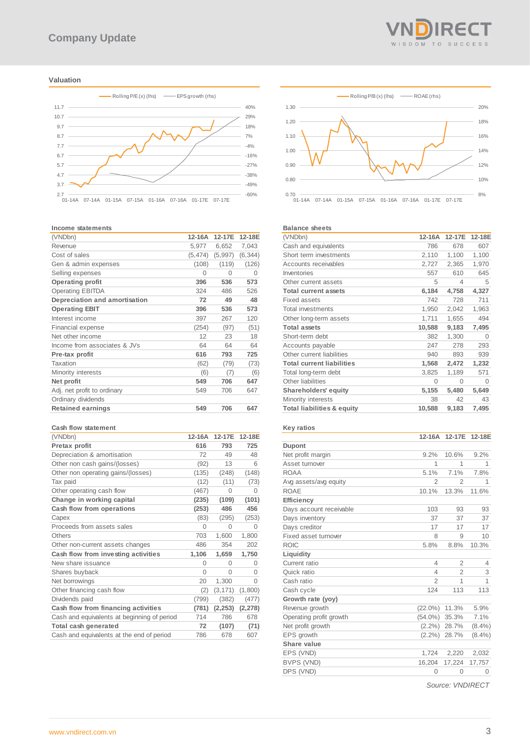## Valuation

## Income statements

| (VNDbn) | 12-16A | 12-17E | 12-18E |
|---|---|---|---|
| Revenue | 5,977 | 6,652 | 7,043 |
| Cost of sales | (5,474) | (5,997) | (6,344) |
| Gen & admin expenses | (108) | (119) | (126) |
| Selling expenses | 0 | 0 | 0 |
| **Operating profit** | **396** | **536** | **573** |
| Operating EBITDA | 324 | 486 | 526 |
| **Depreciation and amortisation** | **72** | **49** | **48** |
| **Operating EBIT** | **396** | **536** | **573** |
| Interest income | 397 | 267 | 120 |
| Financial expense | (254) | (97) | (51) |
| Net other income | 12 | 23 | 18 |
| Income from associates & JVs | 64 | 64 | 64 |
| **Pre-tax profit** | **616** | **793** | **725** |
| Taxation | (62) | (79) | (73) |
| Minority interests | (6) | (7) | (6) |
| **Net profit** | **549** | **706** | **647** |
| Adj. net profit to ordinary | 549 | 706 | 647 |
| Ordinary dividends | | | |
| **Retained earnings** | **549** | **706** | **647** |

## Balance sheets

| (VNDbn) | 12-16A | 12-17E | 12-18E |
|---|---|---|---|
| Cash and equivalents | 786 | 678 | 607 |
| Short term investments | 2,110 | 1,100 | 1,100 |
| Accounts receivables | 2,727 | 2,365 | 1,970 |
| Inventories | 557 | 610 | 645 |
| Other current assets | 5 | 4 | 5 |
| **Total current assets** | **6,184** | **4,758** | **4,327** |
| Fixed assets | 742 | 728 | 711 |
| Total investments | 1,950 | 2,042 | 1,963 |
| Other long-term assets | 1,711 | 1,655 | 494 |
| **Total assets** | **10,588** | **9,183** | **7,495** |
| Short-term debt | 382 | 1,300 | 0 |
| Accounts payable | 247 | 278 | 293 |
| Other current liabilities | 940 | 893 | 939 |
| **Total current liabilities** | **1,568** | **2,472** | **1,232** |
| Total long-term debt | 3,825 | 1,189 | 571 |
| Other liabilities | 0 | 0 | 0 |
| **Shareholders' equity** | **5,155** | **5,480** | **5,649** |
| Minority interests | 38 | 42 | 43 |
| **Total liabilities & equity** | **10,588** | **9,183** | **7,495** |

## Cash flow statement

| (VNDbn) | 12-16A | 12-17E | 12-18E |
|---|---|---|---|
| **Pretax profit** | **616** | **793** | **725** |
| Depreciation & amortisation | 72 | 49 | 48 |
| Other non cash gains/(losses) | (92) | 13 | 6 |
| Other non operating gains/(losses) | (135) | (248) | (148) |
| Tax paid | (12) | (11) | (73) |
| Other operating cash flow | (467) | 0 | 0 |
| **Change in working capital** | **(235)** | **(109)** | **(101)** |
| **Cash flow from operations** | **(253)** | **486** | **456** |
| Capex | (83) | (295) | (253) |
| Proceeds from assets sales | 0 | 0 | 0 |
| Others | 703 | 1,600 | 1,800 |
| Other non-current assets changes | 486 | 354 | 202 |
| **Cash flow from investing activities** | **1,106** | **1,659** | **1,750** |
| New share issuance | 0 | 0 | 0 |
| Shares buyback | 0 | 0 | 0 |
| Net borrowings | 20 | 1,300 | 0 |
| Other financing cash flow | (2) | (3,171) | (1,800) |
| Dividends paid | (799) | (382) | (477) |
| **Cash flow from financing activities** | **(781)** | **(2,253)** | **(2,278)** |
| Cash and equivalents at beginning of period | 714 | 786 | 678 |
| **Total cash generated** | **72** | **(107)** | **(71)** |
| Cash and equivalents at the end of period | 786 | 678 | 607 |

## Key ratios

| | 12-16A | 12-17E | 12-18E |
|---|---|---|---|
| **Dupont** | | | |
| Net profit margin | 9.2% | 10.6% | 9.2% |
| Asset turnover | 1 | 1 | 1 |
| ROAA | 5.1% | 7.1% | 7.8% |
| Avg assets/avg equity | 2 | 2 | 1 |
| ROAE | 10.1% | 13.3% | 11.6% |
| **Efficiency** | | | |
| Days account receivable | 103 | 93 | 93 |
| Days inventory | 37 | 37 | 37 |
| Days creditor | 17 | 17 | 17 |
| Fixed asset turnover | 8 | 9 | 10 |
| ROIC | 5.8% | 8.8% | 10.3% |
| **Liquidity** | | | |
| Current ratio | 4 | 2 | 4 |
| Quick ratio | 4 | 2 | 3 |
| Cash ratio | 2 | 1 | 1 |
| Cash cycle | 124 | 113 | 113 |
| **Growth rate (yoy)** | | | |
| Revenue growth | (22.0%) | 11.3% | 5.9% |
| Operating profit growth | (54.0%) | 35.3% | 7.1% |
| Net profit growth | (2.2%) | 28.7% | (8.4%) |
| EPS growth | (2.2%) | 28.7% | (8.4%) |
| **Share value** | | | |
| EPS (VND) | 1,724 | 2,220 | 2,032 |
| BVPS (VND) | 16,204 | 17,224 | 17,757 |
| DPS (VND) | 0 | 0 | 0 |

*Source: VNDIRECT*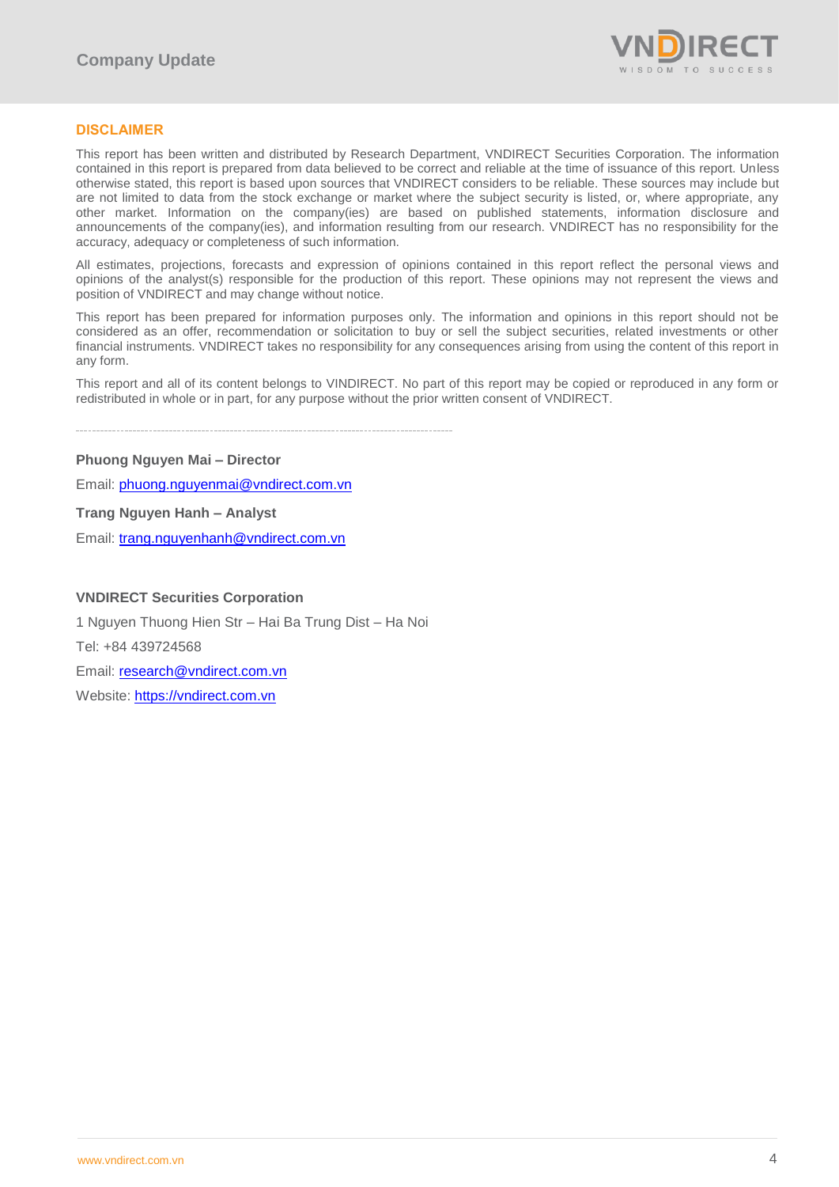## DISCLAIMER

This report has been written and distributed by Research Department, VNDIRECT Securities Corporation. The information contained in this report is prepared from data believed to be correct and reliable at the time of issuance of this report. Unless otherwise stated, this report is based upon sources that VNDIRECT considers to be reliable. These sources may include but are not limited to data from the stock exchange or market where the subject security is listed, or, where appropriate, any other market. Information on the company(ies) are based on published statements, information disclosure and announcements of the company(ies), and information resulting from our research. VNDIRECT has no responsibility for the accuracy, adequacy or completeness of such information.

All estimates, projections, forecasts and expression of opinions contained in this report reflect the personal views and opinions of the analyst(s) responsible for the production of this report. These opinions may not represent the views and position of VNDIRECT and may change without notice.

This report has been prepared for information purposes only. The information and opinions in this report should not be considered as an offer, recommendation or solicitation to buy or sell the subject securities, related investments or other financial instruments. VNDIRECT takes no responsibility for any consequences arising from using the content of this report in any form.

This report and all of its content belongs to VINDIRECT. No part of this report may be copied or reproduced in any form or redistributed in whole or in part, for any purpose without the prior written consent of VNDIRECT.

---

**Phuong Nguyen Mai – Director**

Email: phuong.nguyenmai@vndirect.com.vn

**Trang Nguyen Hanh – Analyst**

Email: trang.nguyenhanh@vndirect.com.vn

**VNDIRECT Securities Corporation**

1 Nguyen Thuong Hien Str – Hai Ba Trung Dist – Ha Noi

Tel: +84 439724568

Email: research@vndirect.com.vn

Website: https://vndirect.com.vn